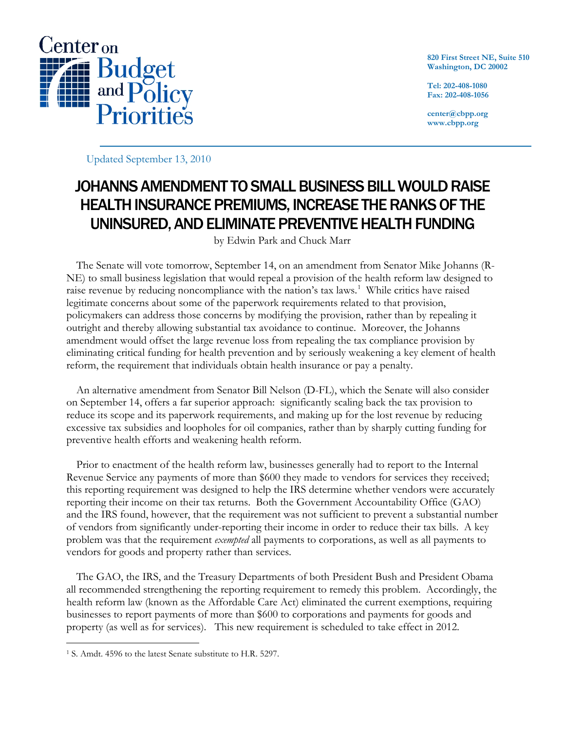Center on Budget and Policy Priorities

820 First Street NE, Suite 510
Washington, DC 20002

Tel: 202-408-1080
Fax: 202-408-1056

center@cbpp.org
www.cbpp.org

Updated September 13, 2010

# JOHANNS AMENDMENT TO SMALL BUSINESS BILL WOULD RAISE HEALTH INSURANCE PREMIUMS, INCREASE THE RANKS OF THE UNINSURED, AND ELIMINATE PREVENTIVE HEALTH FUNDING

by Edwin Park and Chuck Marr

The Senate will vote tomorrow, September 14, on an amendment from Senator Mike Johanns (R-NE) to small business legislation that would repeal a provision of the health reform law designed to raise revenue by reducing noncompliance with the nation's tax laws.[1] While critics have raised legitimate concerns about some of the paperwork requirements related to that provision, policymakers can address those concerns by modifying the provision, rather than by repealing it outright and thereby allowing substantial tax avoidance to continue. Moreover, the Johanns amendment would offset the large revenue loss from repealing the tax compliance provision by eliminating critical funding for health prevention and by seriously weakening a key element of health reform, the requirement that individuals obtain health insurance or pay a penalty.

An alternative amendment from Senator Bill Nelson (D-FL), which the Senate will also consider on September 14, offers a far superior approach: significantly scaling back the tax provision to reduce its scope and its paperwork requirements, and making up for the lost revenue by reducing excessive tax subsidies and loopholes for oil companies, rather than by sharply cutting funding for preventive health efforts and weakening health reform.

Prior to enactment of the health reform law, businesses generally had to report to the Internal Revenue Service any payments of more than $600 they made to vendors for services they received; this reporting requirement was designed to help the IRS determine whether vendors were accurately reporting their income on their tax returns. Both the Government Accountability Office (GAO) and the IRS found, however, that the requirement was not sufficient to prevent a substantial number of vendors from significantly under-reporting their income in order to reduce their tax bills. A key problem was that the requirement *exempted* all payments to corporations, as well as all payments to vendors for goods and property rather than services.

The GAO, the IRS, and the Treasury Departments of both President Bush and President Obama all recommended strengthening the reporting requirement to remedy this problem. Accordingly, the health reform law (known as the Affordable Care Act) eliminated the current exemptions, requiring businesses to report payments of more than $600 to corporations and payments for goods and property (as well as for services). This new requirement is scheduled to take effect in 2012.

[1] S. Amdt. 4596 to the latest Senate substitute to H.R. 5297.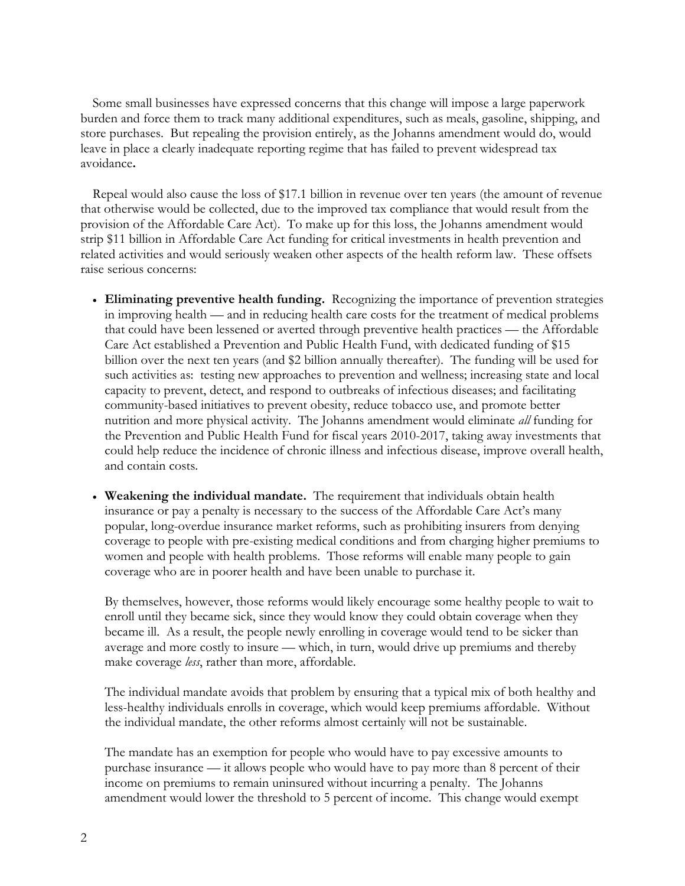Some small businesses have expressed concerns that this change will impose a large paperwork burden and force them to track many additional expenditures, such as meals, gasoline, shipping, and store purchases. But repealing the provision entirely, as the Johanns amendment would do, would leave in place a clearly inadequate reporting regime that has failed to prevent widespread tax avoidance**.**

Repeal would also cause the loss of $17.1 billion in revenue over ten years (the amount of revenue that otherwise would be collected, due to the improved tax compliance that would result from the provision of the Affordable Care Act). To make up for this loss, the Johanns amendment would strip $11 billion in Affordable Care Act funding for critical investments in health prevention and related activities and would seriously weaken other aspects of the health reform law. These offsets raise serious concerns:

- **Eliminating preventive health funding.** Recognizing the importance of prevention strategies in improving health — and in reducing health care costs for the treatment of medical problems that could have been lessened or averted through preventive health practices — the Affordable Care Act established a Prevention and Public Health Fund, with dedicated funding of $15 billion over the next ten years (and $2 billion annually thereafter). The funding will be used for such activities as: testing new approaches to prevention and wellness; increasing state and local capacity to prevent, detect, and respond to outbreaks of infectious diseases; and facilitating community-based initiatives to prevent obesity, reduce tobacco use, and promote better nutrition and more physical activity. The Johanns amendment would eliminate *all* funding for the Prevention and Public Health Fund for fiscal years 2010-2017, taking away investments that could help reduce the incidence of chronic illness and infectious disease, improve overall health, and contain costs.

- **Weakening the individual mandate.** The requirement that individuals obtain health insurance or pay a penalty is necessary to the success of the Affordable Care Act's many popular, long-overdue insurance market reforms, such as prohibiting insurers from denying coverage to people with pre-existing medical conditions and from charging higher premiums to women and people with health problems. Those reforms will enable many people to gain coverage who are in poorer health and have been unable to purchase it.

  By themselves, however, those reforms would likely encourage some healthy people to wait to enroll until they became sick, since they would know they could obtain coverage when they became ill. As a result, the people newly enrolling in coverage would tend to be sicker than average and more costly to insure — which, in turn, would drive up premiums and thereby make coverage *less*, rather than more, affordable.

  The individual mandate avoids that problem by ensuring that a typical mix of both healthy and less-healthy individuals enrolls in coverage, which would keep premiums affordable. Without the individual mandate, the other reforms almost certainly will not be sustainable.

  The mandate has an exemption for people who would have to pay excessive amounts to purchase insurance — it allows people who would have to pay more than 8 percent of their income on premiums to remain uninsured without incurring a penalty. The Johanns amendment would lower the threshold to 5 percent of income. This change would exempt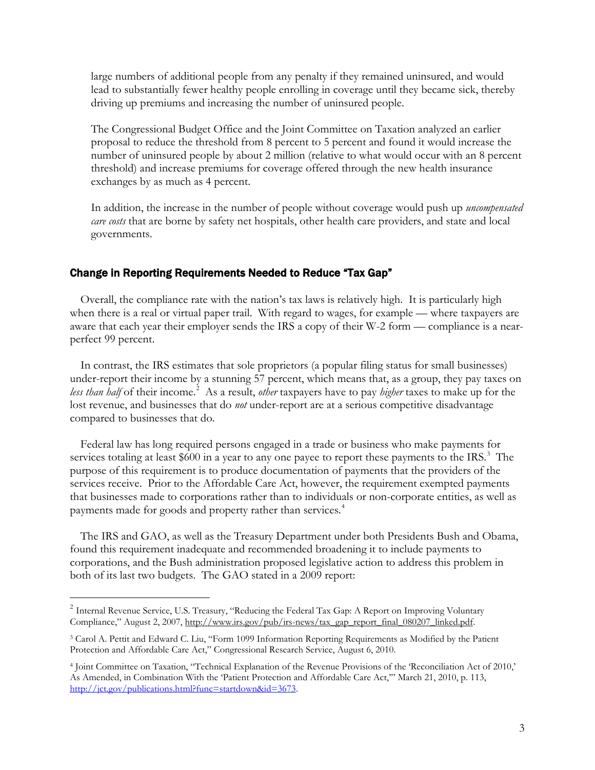large numbers of additional people from any penalty if they remained uninsured, and would lead to substantially fewer healthy people enrolling in coverage until they became sick, thereby driving up premiums and increasing the number of uninsured people.

The Congressional Budget Office and the Joint Committee on Taxation analyzed an earlier proposal to reduce the threshold from 8 percent to 5 percent and found it would increase the number of uninsured people by about 2 million (relative to what would occur with an 8 percent threshold) and increase premiums for coverage offered through the new health insurance exchanges by as much as 4 percent.

In addition, the increase in the number of people without coverage would push up *uncompensated care costs* that are borne by safety net hospitals, other health care providers, and state and local governments.

### Change in Reporting Requirements Needed to Reduce "Tax Gap"

Overall, the compliance rate with the nation's tax laws is relatively high. It is particularly high when there is a real or virtual paper trail. With regard to wages, for example — where taxpayers are aware that each year their employer sends the IRS a copy of their W-2 form — compliance is a near-perfect 99 percent.

In contrast, the IRS estimates that sole proprietors (a popular filing status for small businesses) under-report their income by a stunning 57 percent, which means that, as a group, they pay taxes on *less than half* of their income.[2] As a result, *other* taxpayers have to pay *higher* taxes to make up for the lost revenue, and businesses that do *not* under-report are at a serious competitive disadvantage compared to businesses that do.

Federal law has long required persons engaged in a trade or business who make payments for services totaling at least $600 in a year to any one payee to report these payments to the IRS.[3] The purpose of this requirement is to produce documentation of payments that the providers of the services receive. Prior to the Affordable Care Act, however, the requirement exempted payments that businesses made to corporations rather than to individuals or non-corporate entities, as well as payments made for goods and property rather than services.[4]

The IRS and GAO, as well as the Treasury Department under both Presidents Bush and Obama, found this requirement inadequate and recommended broadening it to include payments to corporations, and the Bush administration proposed legislative action to address this problem in both of its last two budgets. The GAO stated in a 2009 report:

---

[2] Internal Revenue Service, U.S. Treasury, "Reducing the Federal Tax Gap: A Report on Improving Voluntary Compliance," August 2, 2007, http://www.irs.gov/pub/irs-news/tax_gap_report_final_080207_linked.pdf.

[3] Carol A. Pettit and Edward C. Liu, "Form 1099 Information Reporting Requirements as Modified by the Patient Protection and Affordable Care Act," Congressional Research Service, August 6, 2010.

[4] Joint Committee on Taxation, "Technical Explanation of the Revenue Provisions of the 'Reconciliation Act of 2010,' As Amended, in Combination With the 'Patient Protection and Affordable Care Act,'" March 21, 2010, p. 113, http://jct.gov/publications.html?func=startdown&id=3673.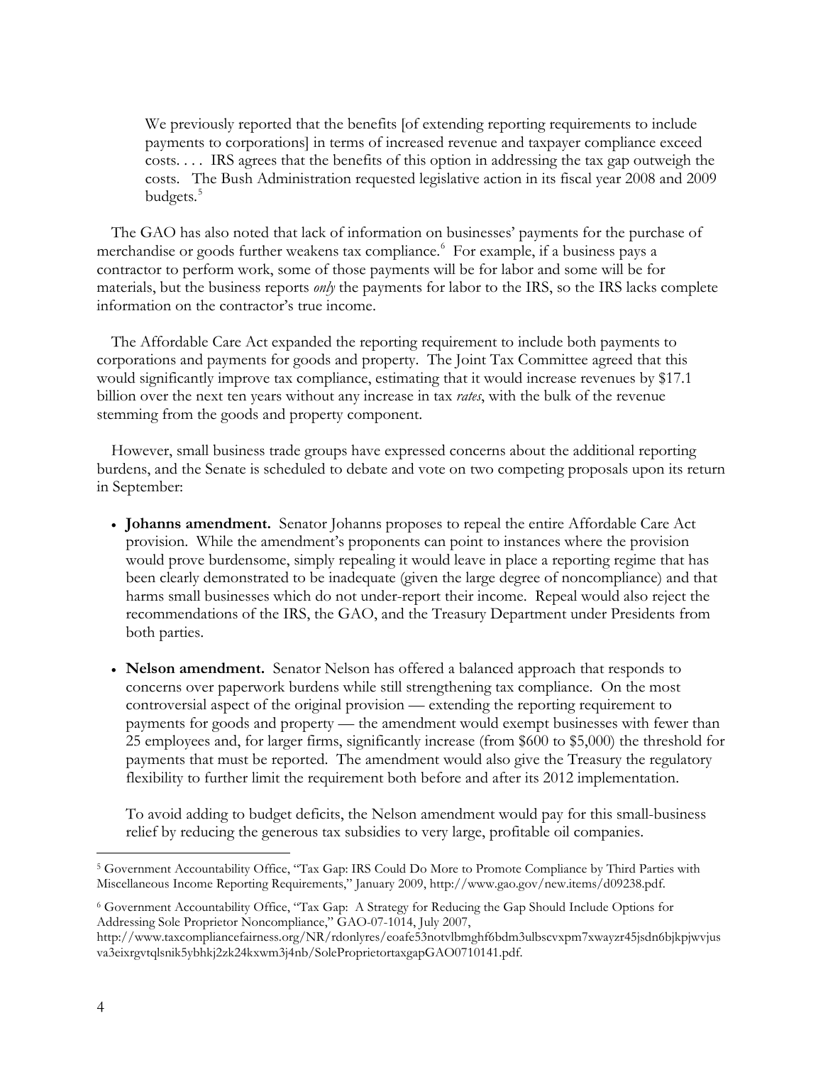> We previously reported that the benefits [of extending reporting requirements to include payments to corporations] in terms of increased revenue and taxpayer compliance exceed costs. . . . IRS agrees that the benefits of this option in addressing the tax gap outweigh the costs. The Bush Administration requested legislative action in its fiscal year 2008 and 2009 budgets.[5]

The GAO has also noted that lack of information on businesses' payments for the purchase of merchandise or goods further weakens tax compliance.[6] For example, if a business pays a contractor to perform work, some of those payments will be for labor and some will be for materials, but the business reports *only* the payments for labor to the IRS, so the IRS lacks complete information on the contractor's true income.

The Affordable Care Act expanded the reporting requirement to include both payments to corporations and payments for goods and property. The Joint Tax Committee agreed that this would significantly improve tax compliance, estimating that it would increase revenues by $17.1 billion over the next ten years without any increase in tax *rates*, with the bulk of the revenue stemming from the goods and property component.

However, small business trade groups have expressed concerns about the additional reporting burdens, and the Senate is scheduled to debate and vote on two competing proposals upon its return in September:

- **Johanns amendment.** Senator Johanns proposes to repeal the entire Affordable Care Act provision. While the amendment's proponents can point to instances where the provision would prove burdensome, simply repealing it would leave in place a reporting regime that has been clearly demonstrated to be inadequate (given the large degree of noncompliance) and that harms small businesses which do not under-report their income. Repeal would also reject the recommendations of the IRS, the GAO, and the Treasury Department under Presidents from both parties.

- **Nelson amendment.** Senator Nelson has offered a balanced approach that responds to concerns over paperwork burdens while still strengthening tax compliance. On the most controversial aspect of the original provision — extending the reporting requirement to payments for goods and property — the amendment would exempt businesses with fewer than 25 employees and, for larger firms, significantly increase (from $600 to $5,000) the threshold for payments that must be reported. The amendment would also give the Treasury the regulatory flexibility to further limit the requirement both before and after its 2012 implementation.

  To avoid adding to budget deficits, the Nelson amendment would pay for this small-business relief by reducing the generous tax subsidies to very large, profitable oil companies.

---

[5] Government Accountability Office, "Tax Gap: IRS Could Do More to Promote Compliance by Third Parties with Miscellaneous Income Reporting Requirements," January 2009, http://www.gao.gov/new.items/d09238.pdf.

[6] Government Accountability Office, "Tax Gap: A Strategy for Reducing the Gap Should Include Options for Addressing Sole Proprietor Noncompliance," GAO-07-1014, July 2007, http://www.taxcompliancefairness.org/NR/rdonlyres/eoafe53notvlbmghf6bdm3ulbscvxpm7xwayzr45jsdn6bjkpjwvjusva3eixrgvtqlsnik5ybhkj2zk24kxwm3j4nb/SoleProprietortaxgapGAO0710141.pdf.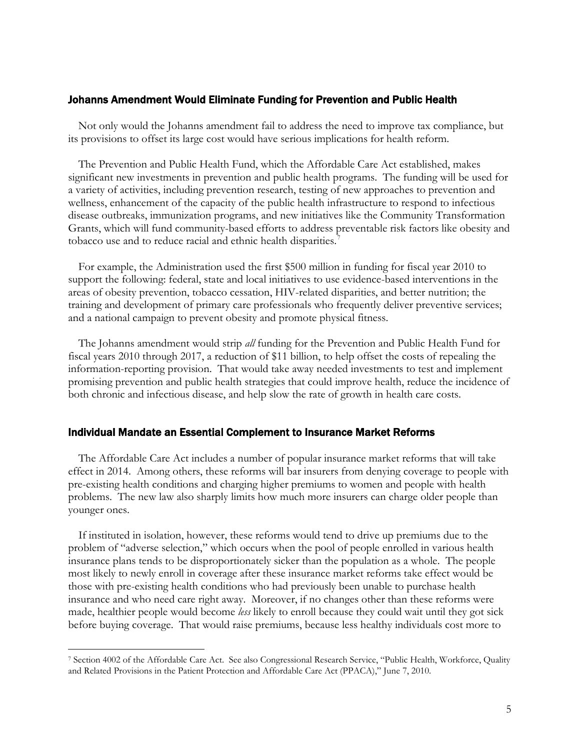### Johanns Amendment Would Eliminate Funding for Prevention and Public Health

Not only would the Johanns amendment fail to address the need to improve tax compliance, but its provisions to offset its large cost would have serious implications for health reform.

The Prevention and Public Health Fund, which the Affordable Care Act established, makes significant new investments in prevention and public health programs. The funding will be used for a variety of activities, including prevention research, testing of new approaches to prevention and wellness, enhancement of the capacity of the public health infrastructure to respond to infectious disease outbreaks, immunization programs, and new initiatives like the Community Transformation Grants, which will fund community-based efforts to address preventable risk factors like obesity and tobacco use and to reduce racial and ethnic health disparities.[7]

For example, the Administration used the first $500 million in funding for fiscal year 2010 to support the following: federal, state and local initiatives to use evidence-based interventions in the areas of obesity prevention, tobacco cessation, HIV-related disparities, and better nutrition; the training and development of primary care professionals who frequently deliver preventive services; and a national campaign to prevent obesity and promote physical fitness.

The Johanns amendment would strip *all* funding for the Prevention and Public Health Fund for fiscal years 2010 through 2017, a reduction of $11 billion, to help offset the costs of repealing the information-reporting provision. That would take away needed investments to test and implement promising prevention and public health strategies that could improve health, reduce the incidence of both chronic and infectious disease, and help slow the rate of growth in health care costs.

### Individual Mandate an Essential Complement to Insurance Market Reforms

The Affordable Care Act includes a number of popular insurance market reforms that will take effect in 2014. Among others, these reforms will bar insurers from denying coverage to people with pre-existing health conditions and charging higher premiums to women and people with health problems. The new law also sharply limits how much more insurers can charge older people than younger ones.

If instituted in isolation, however, these reforms would tend to drive up premiums due to the problem of "adverse selection," which occurs when the pool of people enrolled in various health insurance plans tends to be disproportionately sicker than the population as a whole. The people most likely to newly enroll in coverage after these insurance market reforms take effect would be those with pre-existing health conditions who had previously been unable to purchase health insurance and who need care right away. Moreover, if no changes other than these reforms were made, healthier people would become *less* likely to enroll because they could wait until they got sick before buying coverage. That would raise premiums, because less healthy individuals cost more to

---

[7] Section 4002 of the Affordable Care Act. See also Congressional Research Service, "Public Health, Workforce, Quality and Related Provisions in the Patient Protection and Affordable Care Act (PPACA)," June 7, 2010.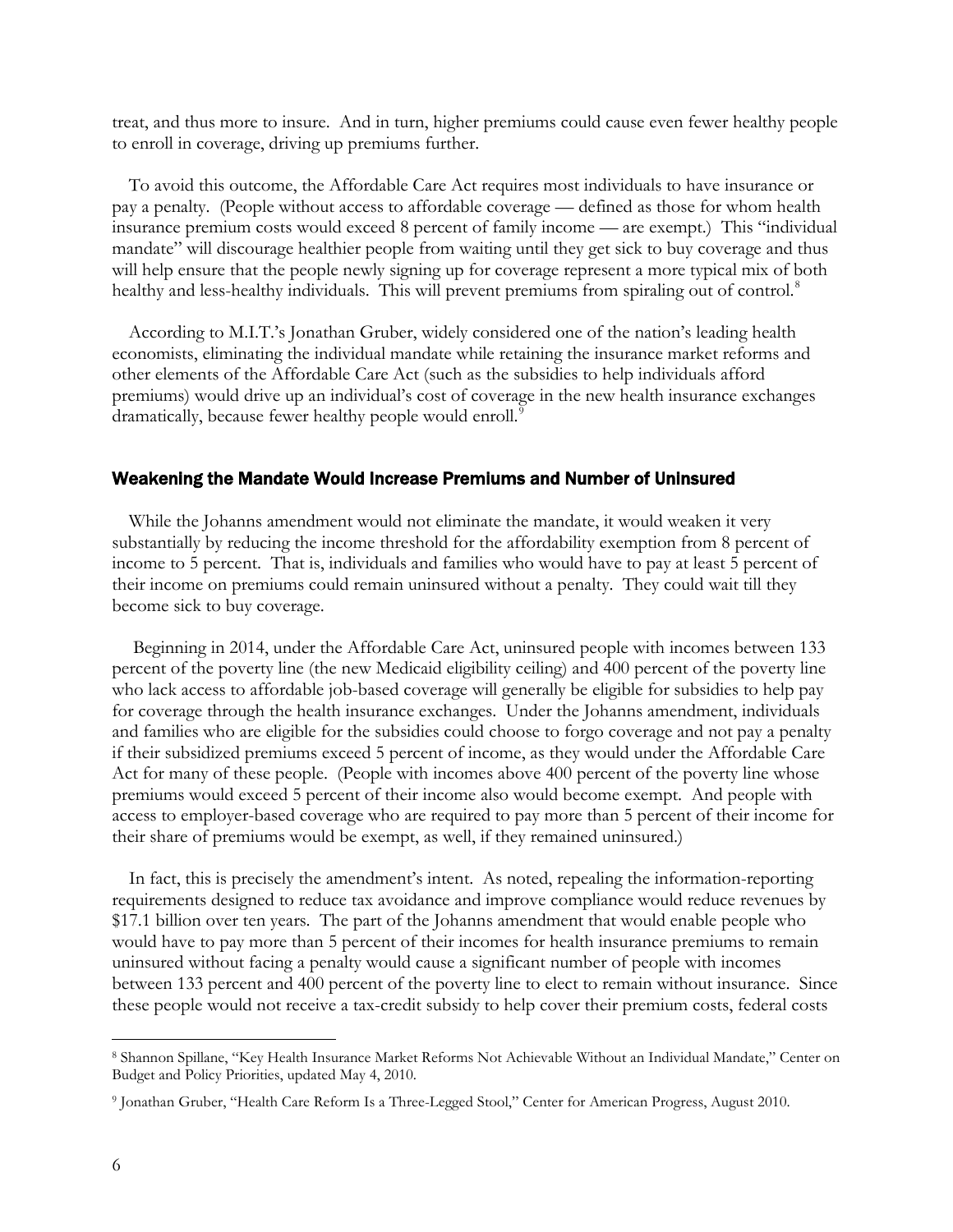treat, and thus more to insure. And in turn, higher premiums could cause even fewer healthy people to enroll in coverage, driving up premiums further.

To avoid this outcome, the Affordable Care Act requires most individuals to have insurance or pay a penalty. (People without access to affordable coverage — defined as those for whom health insurance premium costs would exceed 8 percent of family income — are exempt.) This "individual mandate" will discourage healthier people from waiting until they get sick to buy coverage and thus will help ensure that the people newly signing up for coverage represent a more typical mix of both healthy and less-healthy individuals. This will prevent premiums from spiraling out of control.[8]

According to M.I.T.'s Jonathan Gruber, widely considered one of the nation's leading health economists, eliminating the individual mandate while retaining the insurance market reforms and other elements of the Affordable Care Act (such as the subsidies to help individuals afford premiums) would drive up an individual's cost of coverage in the new health insurance exchanges dramatically, because fewer healthy people would enroll.[9]

## Weakening the Mandate Would Increase Premiums and Number of Uninsured

While the Johanns amendment would not eliminate the mandate, it would weaken it very substantially by reducing the income threshold for the affordability exemption from 8 percent of income to 5 percent. That is, individuals and families who would have to pay at least 5 percent of their income on premiums could remain uninsured without a penalty. They could wait till they become sick to buy coverage.

Beginning in 2014, under the Affordable Care Act, uninsured people with incomes between 133 percent of the poverty line (the new Medicaid eligibility ceiling) and 400 percent of the poverty line who lack access to affordable job-based coverage will generally be eligible for subsidies to help pay for coverage through the health insurance exchanges. Under the Johanns amendment, individuals and families who are eligible for the subsidies could choose to forgo coverage and not pay a penalty if their subsidized premiums exceed 5 percent of income, as they would under the Affordable Care Act for many of these people. (People with incomes above 400 percent of the poverty line whose premiums would exceed 5 percent of their income also would become exempt. And people with access to employer-based coverage who are required to pay more than 5 percent of their income for their share of premiums would be exempt, as well, if they remained uninsured.)

In fact, this is precisely the amendment's intent. As noted, repealing the information-reporting requirements designed to reduce tax avoidance and improve compliance would reduce revenues by $17.1 billion over ten years. The part of the Johanns amendment that would enable people who would have to pay more than 5 percent of their incomes for health insurance premiums to remain uninsured without facing a penalty would cause a significant number of people with incomes between 133 percent and 400 percent of the poverty line to elect to remain without insurance. Since these people would not receive a tax-credit subsidy to help cover their premium costs, federal costs

---

[8] Shannon Spillane, "Key Health Insurance Market Reforms Not Achievable Without an Individual Mandate," Center on Budget and Policy Priorities, updated May 4, 2010.

[9] Jonathan Gruber, "Health Care Reform Is a Three-Legged Stool," Center for American Progress, August 2010.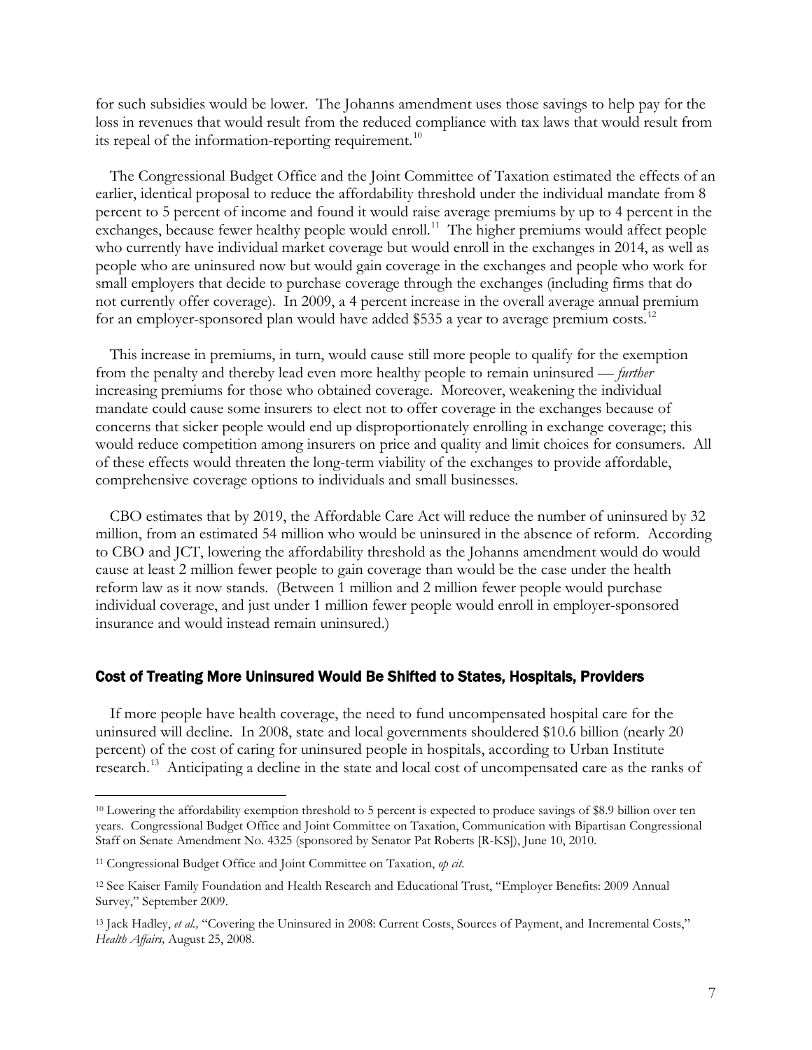for such subsidies would be lower. The Johanns amendment uses those savings to help pay for the loss in revenues that would result from the reduced compliance with tax laws that would result from its repeal of the information-reporting requirement.[10]

The Congressional Budget Office and the Joint Committee of Taxation estimated the effects of an earlier, identical proposal to reduce the affordability threshold under the individual mandate from 8 percent to 5 percent of income and found it would raise average premiums by up to 4 percent in the exchanges, because fewer healthy people would enroll.[11] The higher premiums would affect people who currently have individual market coverage but would enroll in the exchanges in 2014, as well as people who are uninsured now but would gain coverage in the exchanges and people who work for small employers that decide to purchase coverage through the exchanges (including firms that do not currently offer coverage). In 2009, a 4 percent increase in the overall average annual premium for an employer-sponsored plan would have added $535 a year to average premium costs.[12]

This increase in premiums, in turn, would cause still more people to qualify for the exemption from the penalty and thereby lead even more healthy people to remain uninsured — *further* increasing premiums for those who obtained coverage. Moreover, weakening the individual mandate could cause some insurers to elect not to offer coverage in the exchanges because of concerns that sicker people would end up disproportionately enrolling in exchange coverage; this would reduce competition among insurers on price and quality and limit choices for consumers. All of these effects would threaten the long-term viability of the exchanges to provide affordable, comprehensive coverage options to individuals and small businesses.

CBO estimates that by 2019, the Affordable Care Act will reduce the number of uninsured by 32 million, from an estimated 54 million who would be uninsured in the absence of reform. According to CBO and JCT, lowering the affordability threshold as the Johanns amendment would do would cause at least 2 million fewer people to gain coverage than would be the case under the health reform law as it now stands. (Between 1 million and 2 million fewer people would purchase individual coverage, and just under 1 million fewer people would enroll in employer-sponsored insurance and would instead remain uninsured.)

## Cost of Treating More Uninsured Would Be Shifted to States, Hospitals, Providers

If more people have health coverage, the need to fund uncompensated hospital care for the uninsured will decline. In 2008, state and local governments shouldered $10.6 billion (nearly 20 percent) of the cost of caring for uninsured people in hospitals, according to Urban Institute research.[13] Anticipating a decline in the state and local cost of uncompensated care as the ranks of

---

[10] Lowering the affordability exemption threshold to 5 percent is expected to produce savings of $8.9 billion over ten years. Congressional Budget Office and Joint Committee on Taxation, Communication with Bipartisan Congressional Staff on Senate Amendment No. 4325 (sponsored by Senator Pat Roberts [R-KS]), June 10, 2010.

[11] Congressional Budget Office and Joint Committee on Taxation, *op cit*.

[12] See Kaiser Family Foundation and Health Research and Educational Trust, "Employer Benefits: 2009 Annual Survey," September 2009.

[13] Jack Hadley, *et al.,* "Covering the Uninsured in 2008: Current Costs, Sources of Payment, and Incremental Costs," *Health Affairs,* August 25, 2008.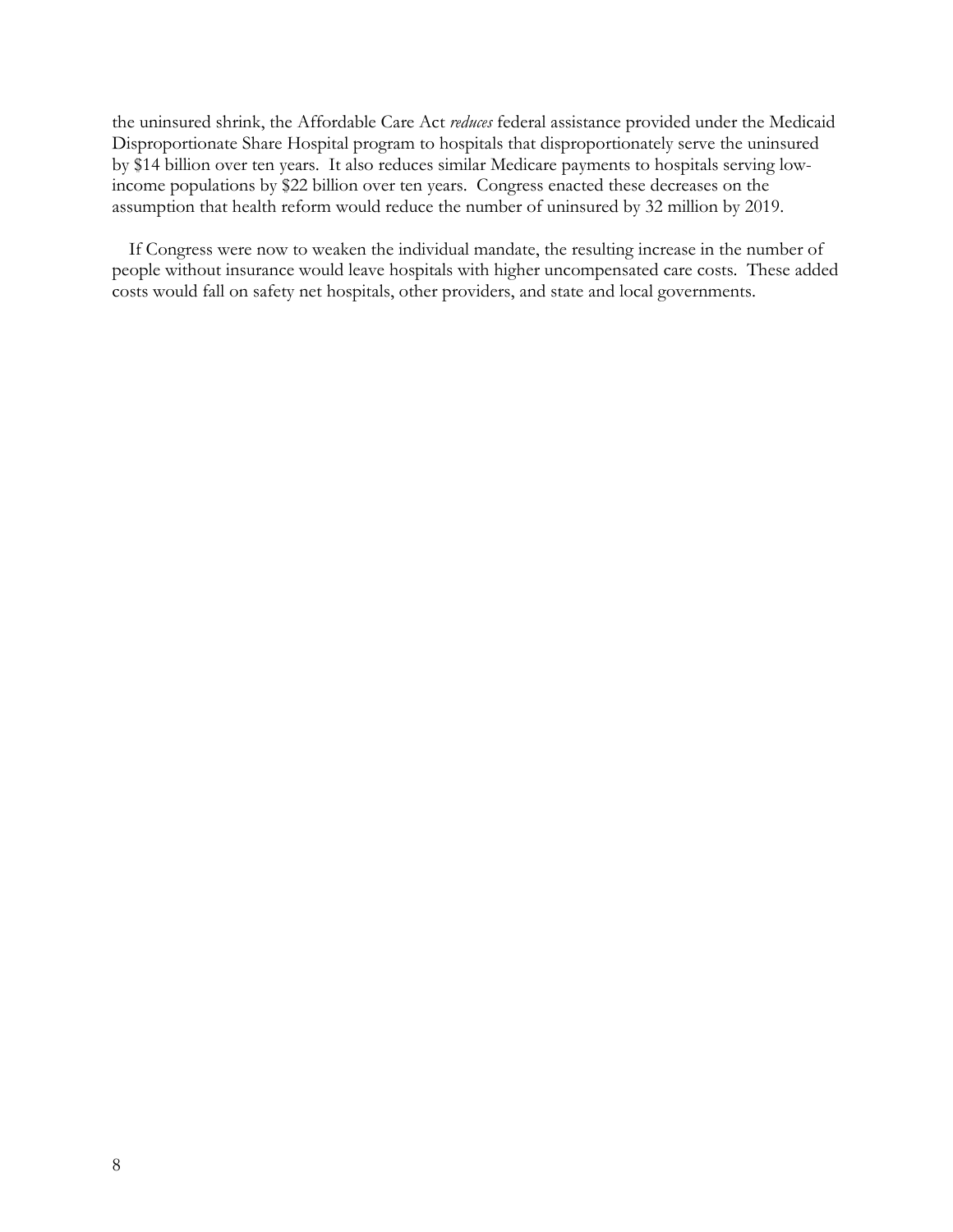the uninsured shrink, the Affordable Care Act *reduces* federal assistance provided under the Medicaid Disproportionate Share Hospital program to hospitals that disproportionately serve the uninsured by $14 billion over ten years. It also reduces similar Medicare payments to hospitals serving low-income populations by $22 billion over ten years. Congress enacted these decreases on the assumption that health reform would reduce the number of uninsured by 32 million by 2019.

If Congress were now to weaken the individual mandate, the resulting increase in the number of people without insurance would leave hospitals with higher uncompensated care costs. These added costs would fall on safety net hospitals, other providers, and state and local governments.